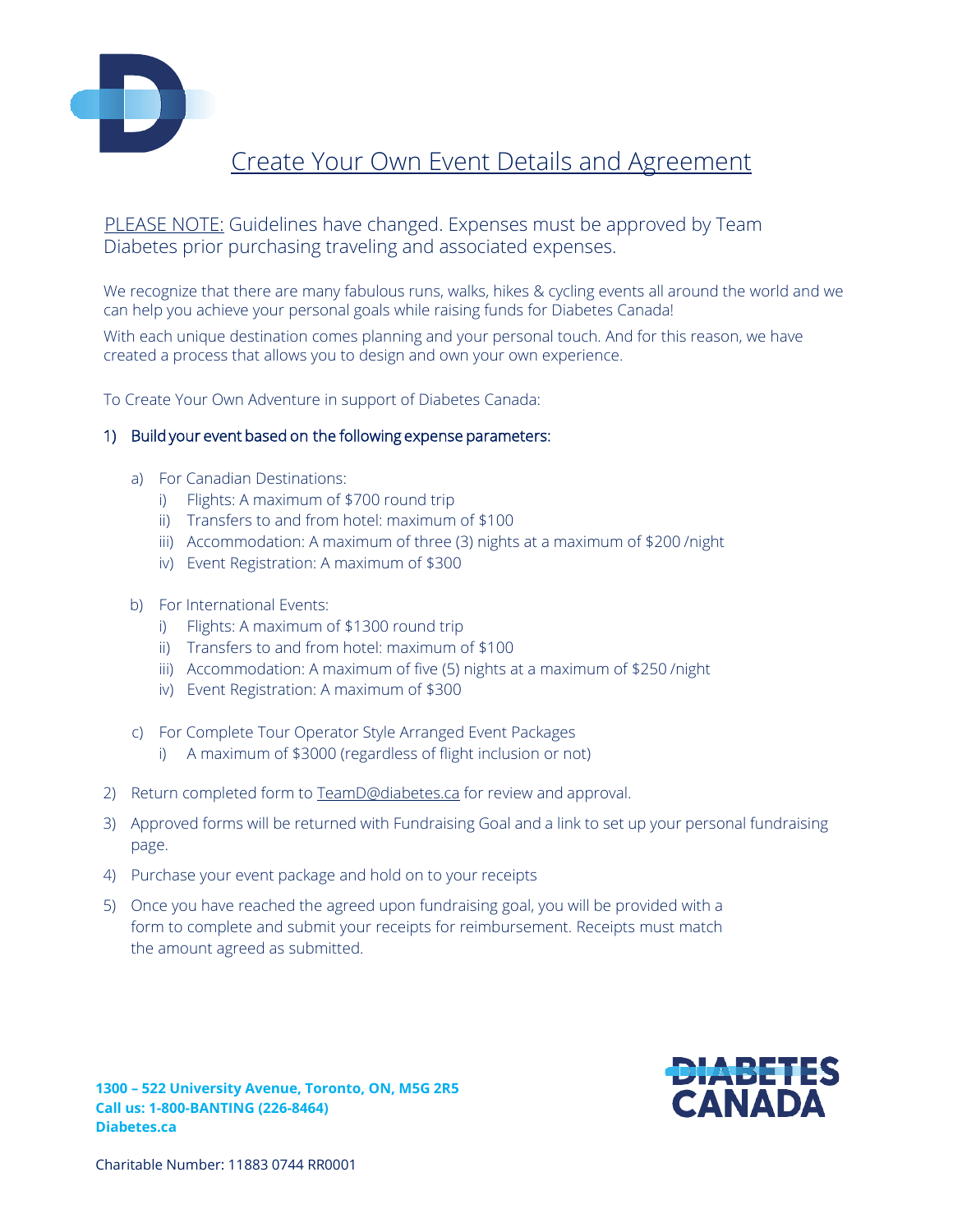# Create Your Own Event Details and Agreement

PLEASE NOTE: Guidelines have changed. Expenses must be approved by Team Diabetes prior purchasing traveling and associated expenses.

We recognize that there are many fabulous runs, walks, hikes & cycling events all around the world and we can help you achieve your personal goals while raising funds for Diabetes Canada!

With each unique destination comes planning and your personal touch. And for this reason, we have created a process that allows you to design and own your own experience.

To Create Your Own Adventure in support of Diabetes Canada:

1) Build your event based on the following expense parameters:
   - a) For Canadian Destinations:
     - i) Flights: A maximum of $700 round trip
     - ii) Transfers to and from hotel: maximum of $100
     - iii) Accommodation: A maximum of three (3) nights at a maximum of $200 /night
     - iv) Event Registration: A maximum of $300
   - b) For International Events:
     - i) Flights: A maximum of $1300 round trip
     - ii) Transfers to and from hotel: maximum of $100
     - iii) Accommodation: A maximum of five (5) nights at a maximum of $250 /night
     - iv) Event Registration: A maximum of $300
   - c) For Complete Tour Operator Style Arranged Event Packages
     - i) A maximum of $3000 (regardless of flight inclusion or not)
2) Return completed form to TeamD@diabetes.ca for review and approval.
3) Approved forms will be returned with Fundraising Goal and a link to set up your personal fundraising page.
4) Purchase your event package and hold on to your receipts
5) Once you have reached the agreed upon fundraising goal, you will be provided with a form to complete and submit your receipts for reimbursement. Receipts must match the amount agreed as submitted.

**1300 – 522 University Avenue, Toronto, ON, M5G 2R5**
**Call us: 1-800-BANTING (226-8464)**
**Diabetes.ca**

DIABETES CANADA

Charitable Number: 11883 0744 RR0001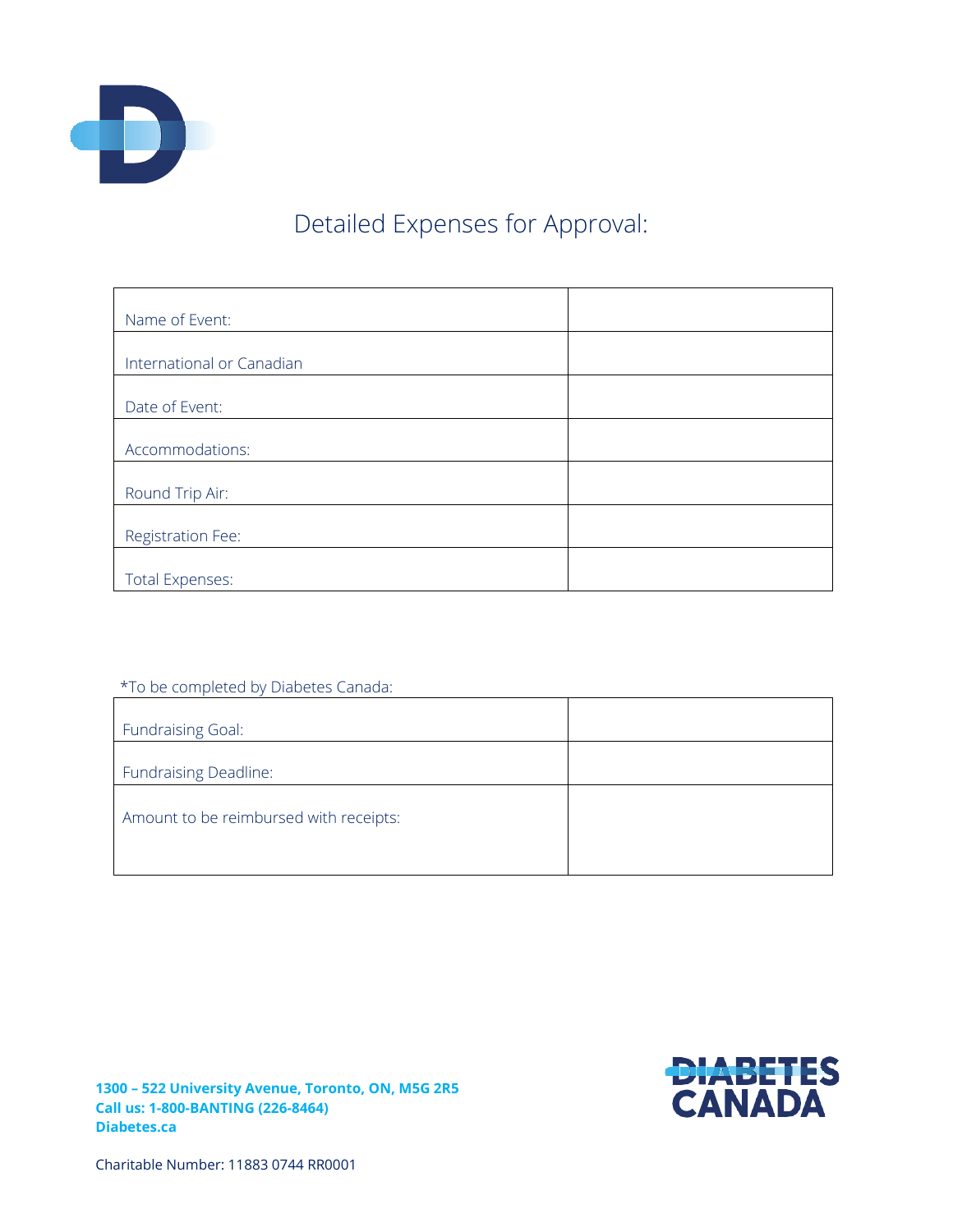# Detailed Expenses for Approval:

| | |
|---|---|
| Name of Event: | |
| International or Canadian | |
| Date of Event: | |
| Accommodations: | |
| Round Trip Air: | |
| Registration Fee: | |
| Total Expenses: | |

*To be completed by Diabetes Canada:

| | |
|---|---|
| Fundraising Goal: | |
| Fundraising Deadline: | |
| Amount to be reimbursed with receipts: | |

**1300 – 522 University Avenue, Toronto, ON, M5G 2R5**
**Call us: 1-800-BANTING (226-8464)**
**Diabetes.ca**

Charitable Number: 11883 0744 RR0001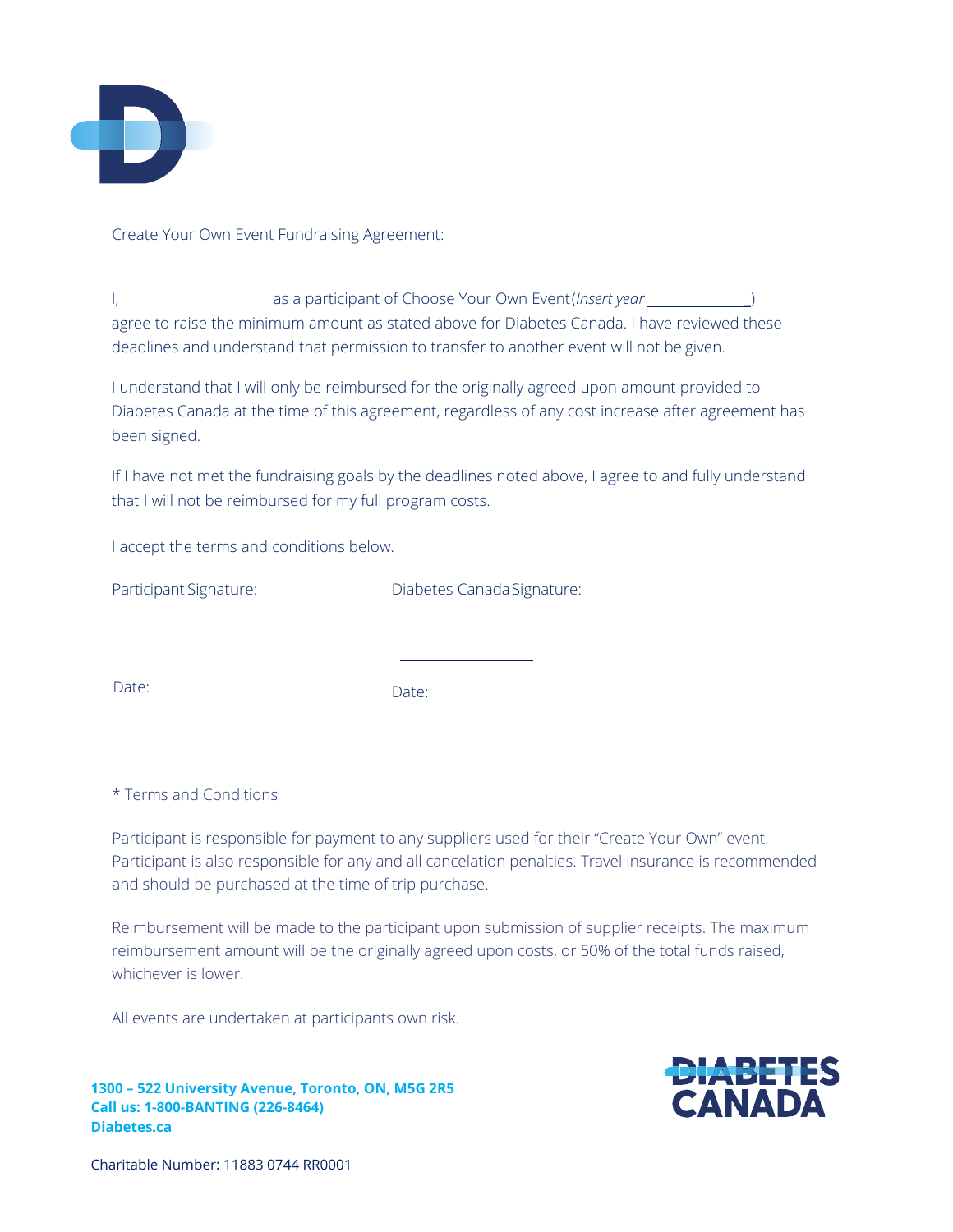Create Your Own Event Fundraising Agreement:

I, ___________________ as a participant of Choose Your Own Event (*Insert year* _______________)
agree to raise the minimum amount as stated above for Diabetes Canada. I have reviewed these deadlines and understand that permission to transfer to another event will not be given.

I understand that I will only be reimbursed for the originally agreed upon amount provided to Diabetes Canada at the time of this agreement, regardless of any cost increase after agreement has been signed.

If I have not met the fundraising goals by the deadlines noted above, I agree to and fully understand that I will not be reimbursed for my full program costs.

I accept the terms and conditions below.

Participant Signature: ___________________

Date:

Diabetes Canada Signature: ___________________

Date:

\* Terms and Conditions

Participant is responsible for payment to any suppliers used for their "Create Your Own" event. Participant is also responsible for any and all cancelation penalties. Travel insurance is recommended and should be purchased at the time of trip purchase.

Reimbursement will be made to the participant upon submission of supplier receipts. The maximum reimbursement amount will be the originally agreed upon costs, or 50% of the total funds raised, whichever is lower.

All events are undertaken at participants own risk.

**1300 – 522 University Avenue, Toronto, ON, M5G 2R5**
**Call us: 1-800-BANTING (226-8464)**
**Diabetes.ca**

DIABETES CANADA

Charitable Number: 11883 0744 RR0001